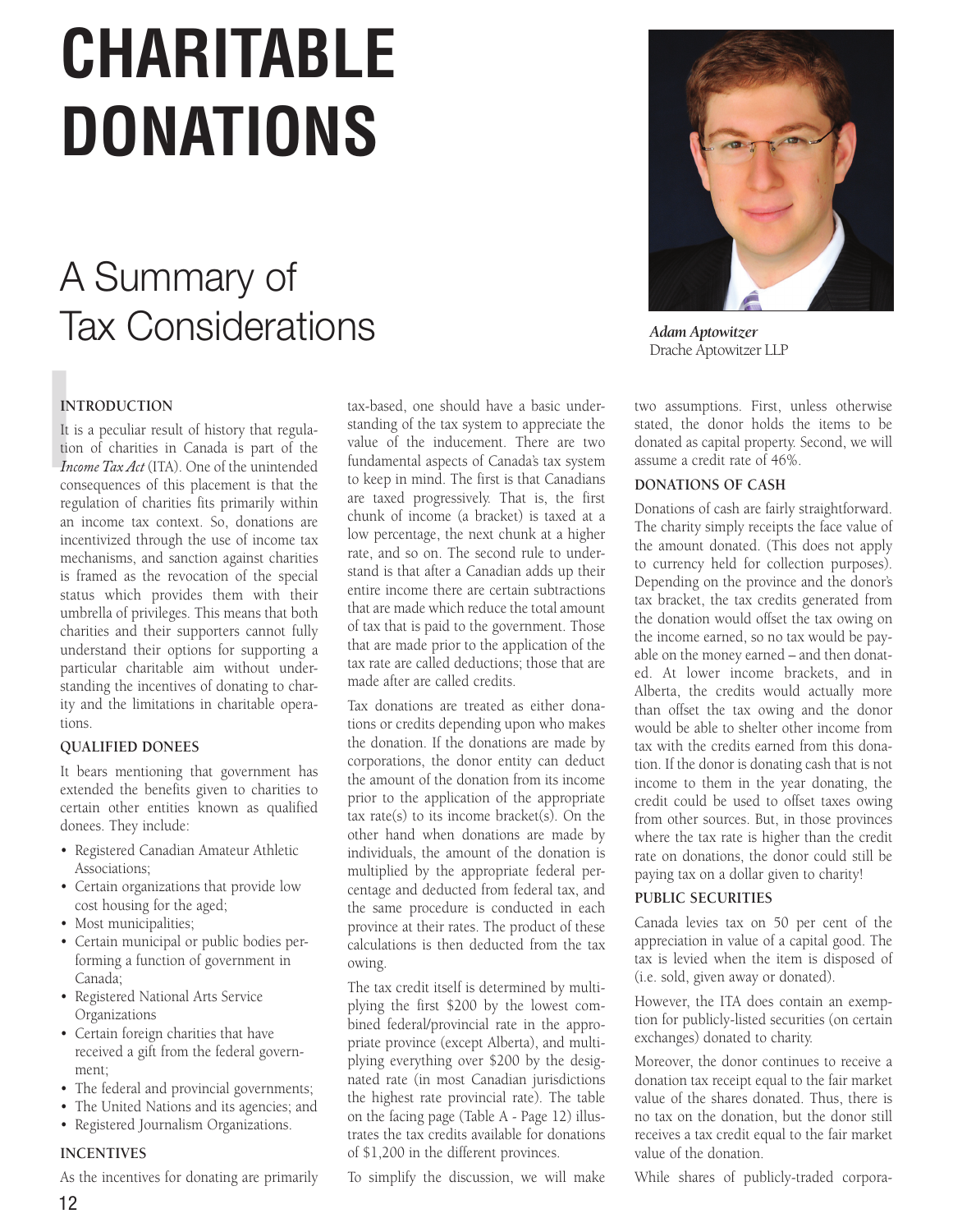# CHARITABLE DONATIONS

## A Summary of Tax Considerations

*Adam Aptowitzer*
Drache Aptowitzer LLP

### INTRODUCTION

It is a peculiar result of history that regulation of charities in Canada is part of the *Income Tax Act* (ITA). One of the unintended consequences of this placement is that the regulation of charities fits primarily within an income tax context. So, donations are incentivized through the use of income tax mechanisms, and sanction against charities is framed as the revocation of the special status which provides them with their umbrella of privileges. This means that both charities and their supporters cannot fully understand their options for supporting a particular charitable aim without understanding the incentives of donating to charity and the limitations in charitable operations.

### QUALIFIED DONEES

It bears mentioning that government has extended the benefits given to charities to certain other entities known as qualified donees. They include:

- Registered Canadian Amateur Athletic Associations;
- Certain organizations that provide low cost housing for the aged;
- Most municipalities;
- Certain municipal or public bodies performing a function of government in Canada;
- Registered National Arts Service Organizations
- Certain foreign charities that have received a gift from the federal government;
- The federal and provincial governments;
- The United Nations and its agencies; and
- Registered Journalism Organizations.

### INCENTIVES

As the incentives for donating are primarily tax-based, one should have a basic understanding of the tax system to appreciate the value of the inducement. There are two fundamental aspects of Canada's tax system to keep in mind. The first is that Canadians are taxed progressively. That is, the first chunk of income (a bracket) is taxed at a low percentage, the next chunk at a higher rate, and so on. The second rule to understand is that after a Canadian adds up their entire income there are certain subtractions that are made which reduce the total amount of tax that is paid to the government. Those that are made prior to the application of the tax rate are called deductions; those that are made after are called credits.

Tax donations are treated as either donations or credits depending upon who makes the donation. If the donations are made by corporations, the donor entity can deduct the amount of the donation from its income prior to the application of the appropriate tax rate(s) to its income bracket(s). On the other hand when donations are made by individuals, the amount of the donation is multiplied by the appropriate federal percentage and deducted from federal tax, and the same procedure is conducted in each province at their rates. The product of these calculations is then deducted from the tax owing.

The tax credit itself is determined by multiplying the first $200 by the lowest combined federal/provincial rate in the appropriate province (except Alberta), and multiplying everything over $200 by the designated rate (in most Canadian jurisdictions the highest rate provincial rate). The table on the facing page (Table A - Page 12) illustrates the tax credits available for donations of $1,200 in the different provinces.

To simplify the discussion, we will make two assumptions. First, unless otherwise stated, the donor holds the items to be donated as capital property. Second, we will assume a credit rate of 46%.

### DONATIONS OF CASH

Donations of cash are fairly straightforward. The charity simply receipts the face value of the amount donated. (This does not apply to currency held for collection purposes). Depending on the province and the donor's tax bracket, the tax credits generated from the donation would offset the tax owing on the income earned, so no tax would be payable on the money earned – and then donated. At lower income brackets, and in Alberta, the credits would actually more than offset the tax owing and the donor would be able to shelter other income from tax with the credits earned from this donation. If the donor is donating cash that is not income to them in the year donating, the credit could be used to offset taxes owing from other sources. But, in those provinces where the tax rate is higher than the credit rate on donations, the donor could still be paying tax on a dollar given to charity!

### PUBLIC SECURITIES

Canada levies tax on 50 per cent of the appreciation in value of a capital good. The tax is levied when the item is disposed of (i.e. sold, given away or donated).

However, the ITA does contain an exemption for publicly-listed securities (on certain exchanges) donated to charity.

Moreover, the donor continues to receive a donation tax receipt equal to the fair market value of the shares donated. Thus, there is no tax on the donation, but the donor still receives a tax credit equal to the fair market value of the donation.

While shares of publicly-traded corpora-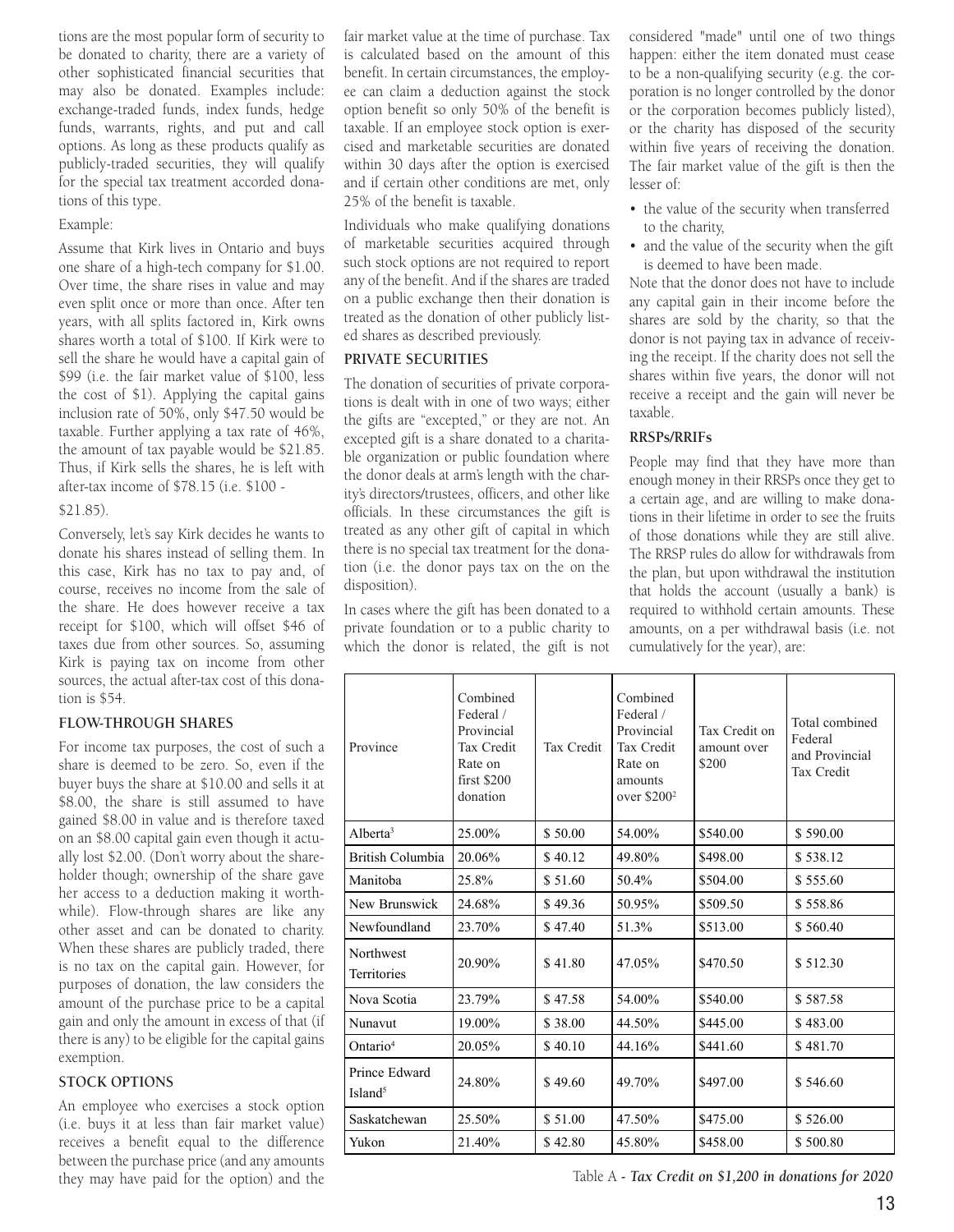tions are the most popular form of security to be donated to charity, there are a variety of other sophisticated financial securities that may also be donated. Examples include: exchange-traded funds, index funds, hedge funds, warrants, rights, and put and call options. As long as these products qualify as publicly-traded securities, they will qualify for the special tax treatment accorded donations of this type.

Example:

Assume that Kirk lives in Ontario and buys one share of a high-tech company for $1.00. Over time, the share rises in value and may even split once or more than once. After ten years, with all splits factored in, Kirk owns shares worth a total of $100. If Kirk were to sell the share he would have a capital gain of $99 (i.e. the fair market value of $100, less the cost of $1). Applying the capital gains inclusion rate of 50%, only $47.50 would be taxable. Further applying a tax rate of 46%, the amount of tax payable would be $21.85. Thus, if Kirk sells the shares, he is left with after-tax income of $78.15 (i.e. $100 - $21.85).

Conversely, let's say Kirk decides he wants to donate his shares instead of selling them. In this case, Kirk has no tax to pay and, of course, receives no income from the sale of the share. He does however receive a tax receipt for $100, which will offset $46 of taxes due from other sources. So, assuming Kirk is paying tax on income from other sources, the actual after-tax cost of this donation is $54.

### FLOW-THROUGH SHARES

For income tax purposes, the cost of such a share is deemed to be zero. So, even if the buyer buys the share at $10.00 and sells it at $8.00, the share is still assumed to have gained $8.00 in value and is therefore taxed on an $8.00 capital gain even though it actually lost $2.00. (Don't worry about the shareholder though; ownership of the share gave her access to a deduction making it worthwhile). Flow-through shares are like any other asset and can be donated to charity. When these shares are publicly traded, there is no tax on the capital gain. However, for purposes of donation, the law considers the amount of the purchase price to be a capital gain and only the amount in excess of that (if there is any) to be eligible for the capital gains exemption.

### STOCK OPTIONS

An employee who exercises a stock option (i.e. buys it at less than fair market value) receives a benefit equal to the difference between the purchase price (and any amounts they may have paid for the option) and the fair market value at the time of purchase. Tax is calculated based on the amount of this benefit. In certain circumstances, the employee can claim a deduction against the stock option benefit so only 50% of the benefit is taxable. If an employee stock option is exercised and marketable securities are donated within 30 days after the option is exercised and if certain other conditions are met, only 25% of the benefit is taxable.

Individuals who make qualifying donations of marketable securities acquired through such stock options are not required to report any of the benefit. And if the shares are traded on a public exchange then their donation is treated as the donation of other publicly listed shares as described previously.

### PRIVATE SECURITIES

The donation of securities of private corporations is dealt with in one of two ways; either the gifts are "excepted," or they are not. An excepted gift is a share donated to a charitable organization or public foundation where the donor deals at arm's length with the charity's directors/trustees, officers, and other like officials. In these circumstances the gift is treated as any other gift of capital in which there is no special tax treatment for the donation (i.e. the donor pays tax on the on the disposition).

In cases where the gift has been donated to a private foundation or to a public charity to which the donor is related, the gift is not considered "made" until one of two things happen: either the item donated must cease to be a non-qualifying security (e.g. the corporation is no longer controlled by the donor or the corporation becomes publicly listed), or the charity has disposed of the security within five years of receiving the donation. The fair market value of the gift is then the lesser of:

- the value of the security when transferred to the charity,
- and the value of the security when the gift is deemed to have been made.

Note that the donor does not have to include any capital gain in their income before the shares are sold by the charity, so that the donor is not paying tax in advance of receiving the receipt. If the charity does not sell the shares within five years, the donor will not receive a receipt and the gain will never be taxable.

### RRSPs/RRIFs

People may find that they have more than enough money in their RRSPs once they get to a certain age, and are willing to make donations in their lifetime in order to see the fruits of those donations while they are still alive. The RRSP rules do allow for withdrawals from the plan, but upon withdrawal the institution that holds the account (usually a bank) is required to withhold certain amounts. These amounts, on a per withdrawal basis (i.e. not cumulatively for the year), are:

| Province | Combined Federal / Provincial Tax Credit Rate on first $200 donation | Tax Credit | Combined Federal / Provincial Tax Credit Rate on amounts over $200[2] | Tax Credit on amount over $200 | Total combined Federal and Provincial Tax Credit |
|---|---|---|---|---|---|
| Alberta[3] | 25.00% | $ 50.00 | 54.00% | $540.00 | $ 590.00 |
| British Columbia | 20.06% | $ 40.12 | 49.80% | $498.00 | $ 538.12 |
| Manitoba | 25.8% | $ 51.60 | 50.4% | $504.00 | $ 555.60 |
| New Brunswick | 24.68% | $ 49.36 | 50.95% | $509.50 | $ 558.86 |
| Newfoundland | 23.70% | $ 47.40 | 51.3% | $513.00 | $ 560.40 |
| Northwest Territories | 20.90% | $ 41.80 | 47.05% | $470.50 | $ 512.30 |
| Nova Scotia | 23.79% | $ 47.58 | 54.00% | $540.00 | $ 587.58 |
| Nunavut | 19.00% | $ 38.00 | 44.50% | $445.00 | $ 483.00 |
| Ontario[4] | 20.05% | $ 40.10 | 44.16% | $441.60 | $ 481.70 |
| Prince Edward Island[5] | 24.80% | $ 49.60 | 49.70% | $497.00 | $ 546.60 |
| Saskatchewan | 25.50% | $ 51.00 | 47.50% | $475.00 | $ 526.00 |
| Yukon | 21.40% | $ 42.80 | 45.80% | $458.00 | $ 500.80 |

Table A - *Tax Credit on $1,200 in donations for 2020*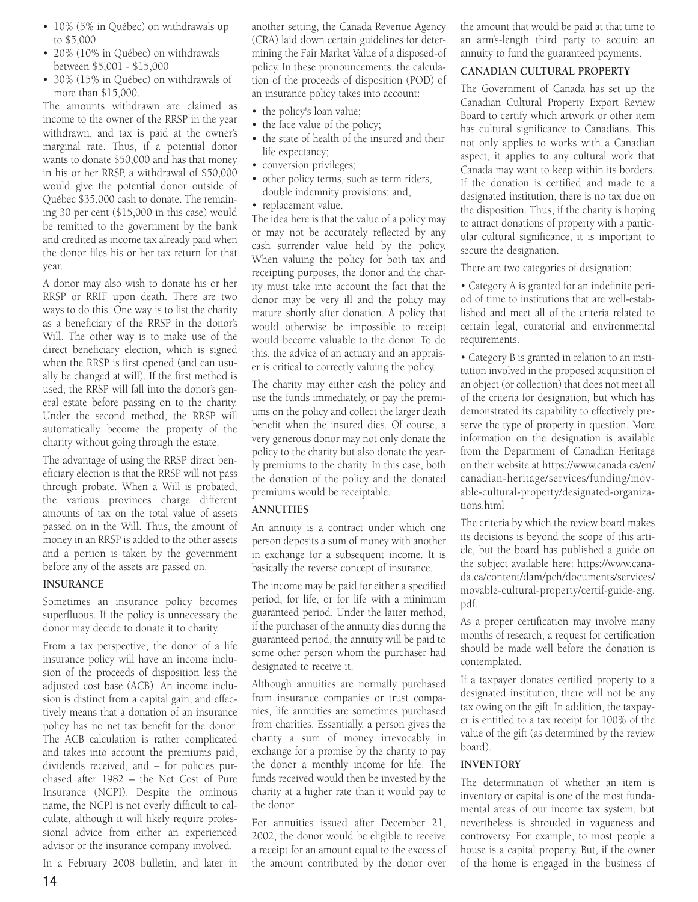- 10% (5% in Québec) on withdrawals up to $5,000
- 20% (10% in Québec) on withdrawals between $5,001 - $15,000
- 30% (15% in Québec) on withdrawals of more than $15,000.

The amounts withdrawn are claimed as income to the owner of the RRSP in the year withdrawn, and tax is paid at the owner's marginal rate. Thus, if a potential donor wants to donate $50,000 and has that money in his or her RRSP, a withdrawal of $50,000 would give the potential donor outside of Québec $35,000 cash to donate. The remaining 30 per cent ($15,000 in this case) would be remitted to the government by the bank and credited as income tax already paid when the donor files his or her tax return for that year.

A donor may also wish to donate his or her RRSP or RRIF upon death. There are two ways to do this. One way is to list the charity as a beneficiary of the RRSP in the donor's Will. The other way is to make use of the direct beneficiary election, which is signed when the RRSP is first opened (and can usually be changed at will). If the first method is used, the RRSP will fall into the donor's general estate before passing on to the charity. Under the second method, the RRSP will automatically become the property of the charity without going through the estate.

The advantage of using the RRSP direct beneficiary election is that the RRSP will not pass through probate. When a Will is probated, the various provinces charge different amounts of tax on the total value of assets passed on in the Will. Thus, the amount of money in an RRSP is added to the other assets and a portion is taken by the government before any of the assets are passed on.

### INSURANCE

Sometimes an insurance policy becomes superfluous. If the policy is unnecessary the donor may decide to donate it to charity.

From a tax perspective, the donor of a life insurance policy will have an income inclusion of the proceeds of disposition less the adjusted cost base (ACB). An income inclusion is distinct from a capital gain, and effectively means that a donation of an insurance policy has no net tax benefit for the donor. The ACB calculation is rather complicated and takes into account the premiums paid, dividends received, and – for policies purchased after 1982 – the Net Cost of Pure Insurance (NCPI). Despite the ominous name, the NCPI is not overly difficult to calculate, although it will likely require professional advice from either an experienced advisor or the insurance company involved.

In a February 2008 bulletin, and later in another setting, the Canada Revenue Agency (CRA) laid down certain guidelines for determining the Fair Market Value of a disposed-of policy. In these pronouncements, the calculation of the proceeds of disposition (POD) of an insurance policy takes into account:

- the policy's loan value;
- the face value of the policy;
- the state of health of the insured and their life expectancy;
- conversion privileges;
- other policy terms, such as term riders, double indemnity provisions; and,
- replacement value.

The idea here is that the value of a policy may or may not be accurately reflected by any cash surrender value held by the policy. When valuing the policy for both tax and receipting purposes, the donor and the charity must take into account the fact that the donor may be very ill and the policy may mature shortly after donation. A policy that would otherwise be impossible to receipt would become valuable to the donor. To do this, the advice of an actuary and an appraiser is critical to correctly valuing the policy.

The charity may either cash the policy and use the funds immediately, or pay the premiums on the policy and collect the larger death benefit when the insured dies. Of course, a very generous donor may not only donate the policy to the charity but also donate the yearly premiums to the charity. In this case, both the donation of the policy and the donated premiums would be receiptable.

### ANNUITIES

An annuity is a contract under which one person deposits a sum of money with another in exchange for a subsequent income. It is basically the reverse concept of insurance.

The income may be paid for either a specified period, for life, or for life with a minimum guaranteed period. Under the latter method, if the purchaser of the annuity dies during the guaranteed period, the annuity will be paid to some other person whom the purchaser had designated to receive it.

Although annuities are normally purchased from insurance companies or trust companies, life annuities are sometimes purchased from charities. Essentially, a person gives the charity a sum of money irrevocably in exchange for a promise by the charity to pay the donor a monthly income for life. The funds received would then be invested by the charity at a higher rate than it would pay to the donor.

For annuities issued after December 21, 2002, the donor would be eligible to receive a receipt for an amount equal to the excess of the amount contributed by the donor over the amount that would be paid at that time to an arm's-length third party to acquire an annuity to fund the guaranteed payments.

### CANADIAN CULTURAL PROPERTY

The Government of Canada has set up the Canadian Cultural Property Export Review Board to certify which artwork or other item has cultural significance to Canadians. This not only applies to works with a Canadian aspect, it applies to any cultural work that Canada may want to keep within its borders. If the donation is certified and made to a designated institution, there is no tax due on the disposition. Thus, if the charity is hoping to attract donations of property with a particular cultural significance, it is important to secure the designation.

There are two categories of designation:

- Category A is granted for an indefinite period of time to institutions that are well-established and meet all of the criteria related to certain legal, curatorial and environmental requirements.
- Category B is granted in relation to an institution involved in the proposed acquisition of an object (or collection) that does not meet all of the criteria for designation, but which has demonstrated its capability to effectively preserve the type of property in question. More information on the designation is available from the Department of Canadian Heritage on their website at https://www.canada.ca/en/canadian-heritage/services/funding/movable-cultural-property/designated-organizations.html

The criteria by which the review board makes its decisions is beyond the scope of this article, but the board has published a guide on the subject available here: https://www.canada.ca/content/dam/pch/documents/services/movable-cultural-property/certif-guide-eng.pdf.

As a proper certification may involve many months of research, a request for certification should be made well before the donation is contemplated.

If a taxpayer donates certified property to a designated institution, there will not be any tax owing on the gift. In addition, the taxpayer is entitled to a tax receipt for 100% of the value of the gift (as determined by the review board).

### INVENTORY

The determination of whether an item is inventory or capital is one of the most fundamental areas of our income tax system, but nevertheless is shrouded in vagueness and controversy. For example, to most people a house is a capital property. But, if the owner of the home is engaged in the business of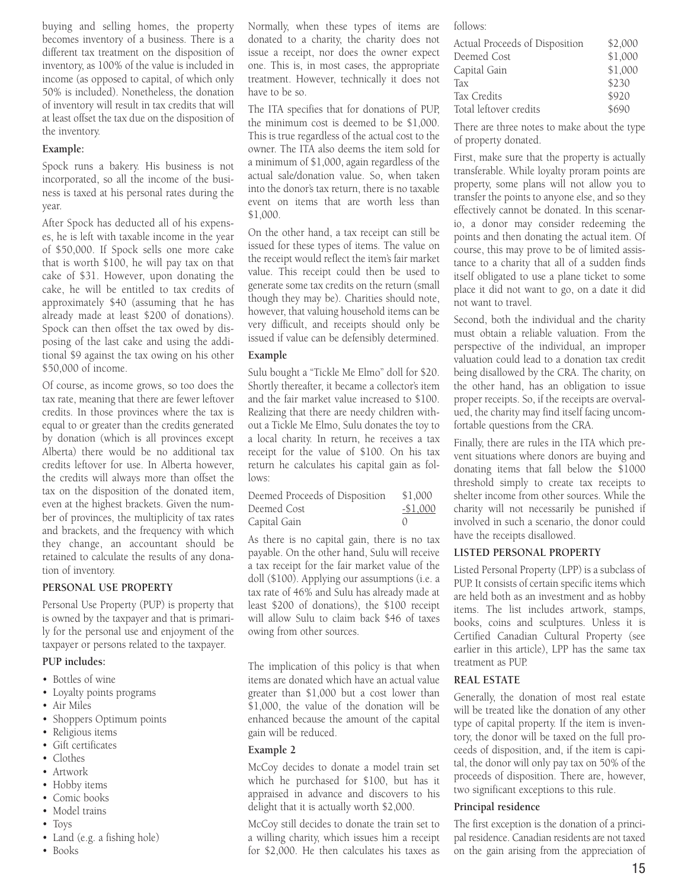buying and selling homes, the property becomes inventory of a business. There is a different tax treatment on the disposition of inventory, as 100% of the value is included in income (as opposed to capital, of which only 50% is included). Nonetheless, the donation of inventory will result in tax credits that will at least offset the tax due on the disposition of the inventory.

**Example:**

Spock runs a bakery. His business is not incorporated, so all the income of the business is taxed at his personal rates during the year.

After Spock has deducted all of his expenses, he is left with taxable income in the year of $50,000. If Spock sells one more cake that is worth $100, he will pay tax on that cake of $31. However, upon donating the cake, he will be entitled to tax credits of approximately $40 (assuming that he has already made at least $200 of donations). Spock can then offset the tax owed by disposing of the last cake and using the additional $9 against the tax owing on his other $50,000 of income.

Of course, as income grows, so too does the tax rate, meaning that there are fewer leftover credits. In those provinces where the tax is equal to or greater than the credits generated by donation (which is all provinces except Alberta) there would be no additional tax credits leftover for use. In Alberta however, the credits will always more than offset the tax on the disposition of the donated item, even at the highest brackets. Given the number of provinces, the multiplicity of tax rates and brackets, and the frequency with which they change, an accountant should be retained to calculate the results of any donation of inventory.

## PERSONAL USE PROPERTY

Personal Use Property (PUP) is property that is owned by the taxpayer and that is primarily for the personal use and enjoyment of the taxpayer or persons related to the taxpayer.

**PUP includes:**

- Bottles of wine
- Loyalty points programs
- Air Miles
- Shoppers Optimum points
- Religious items
- Gift certificates
- Clothes
- Artwork
- Hobby items
- Comic books
- Model trains
- Toys
- Land (e.g. a fishing hole)
- Books

Normally, when these types of items are donated to a charity, the charity does not issue a receipt, nor does the owner expect one. This is, in most cases, the appropriate treatment. However, technically it does not have to be so.

The ITA specifies that for donations of PUP, the minimum cost is deemed to be $1,000. This is true regardless of the actual cost to the owner. The ITA also deems the item sold for a minimum of $1,000, again regardless of the actual sale/donation value. So, when taken into the donor's tax return, there is no taxable event on items that are worth less than $1,000.

On the other hand, a tax receipt can still be issued for these types of items. The value on the receipt would reflect the item's fair market value. This receipt could then be used to generate some tax credits on the return (small though they may be). Charities should note, however, that valuing household items can be very difficult, and receipts should only be issued if value can be defensibly determined.

**Example**

Sulu bought a "Tickle Me Elmo" doll for $20. Shortly thereafter, it became a collector's item and the fair market value increased to $100. Realizing that there are needy children without a Tickle Me Elmo, Sulu donates the toy to a local charity. In return, he receives a tax receipt for the value of $100. On his tax return he calculates his capital gain as follows:

| | |
|---|---|
| Deemed Proceeds of Disposition | $1,000 |
| Deemed Cost | -$1,000 |
| Capital Gain | 0 |

As there is no capital gain, there is no tax payable. On the other hand, Sulu will receive a tax receipt for the fair market value of the doll ($100). Applying our assumptions (i.e. a tax rate of 46% and Sulu has already made at least $200 of donations), the $100 receipt will allow Sulu to claim back $46 of taxes owing from other sources.

The implication of this policy is that when items are donated which have an actual value greater than $1,000 but a cost lower than $1,000, the value of the donation will be enhanced because the amount of the capital gain will be reduced.

**Example 2**

McCoy decides to donate a model train set which he purchased for $100, but has it appraised in advance and discovers to his delight that it is actually worth $2,000.

McCoy still decides to donate the train set to a willing charity, which issues him a receipt for $2,000. He then calculates his taxes as follows:

| | |
|---|---|
| Actual Proceeds of Disposition | $2,000 |
| Deemed Cost | $1,000 |
| Capital Gain | $1,000 |
| Tax | $230 |
| Tax Credits | $920 |
| Total leftover credits | $690 |

There are three notes to make about the type of property donated.

First, make sure that the property is actually transferable. While loyalty proram points are property, some plans will not allow you to transfer the points to anyone else, and so they effectively cannot be donated. In this scenario, a donor may consider redeeming the points and then donating the actual item. Of course, this may prove to be of limited assistance to a charity that all of a sudden finds itself obligated to use a plane ticket to some place it did not want to go, on a date it did not want to travel.

Second, both the individual and the charity must obtain a reliable valuation. From the perspective of the individual, an improper valuation could lead to a donation tax credit being disallowed by the CRA. The charity, on the other hand, has an obligation to issue proper receipts. So, if the receipts are overvalued, the charity may find itself facing uncomfortable questions from the CRA.

Finally, there are rules in the ITA which prevent situations where donors are buying and donating items that fall below the $1000 threshold simply to create tax receipts to shelter income from other sources. While the charity will not necessarily be punished if involved in such a scenario, the donor could have the receipts disallowed.

## LISTED PERSONAL PROPERTY

Listed Personal Property (LPP) is a subclass of PUP. It consists of certain specific items which are held both as an investment and as hobby items. The list includes artwork, stamps, books, coins and sculptures. Unless it is Certified Canadian Cultural Property (see earlier in this article), LPP has the same tax treatment as PUP.

## REAL ESTATE

Generally, the donation of most real estate will be treated like the donation of any other type of capital property. If the item is inventory, the donor will be taxed on the full proceeds of disposition, and, if the item is capital, the donor will only pay tax on 50% of the proceeds of disposition. There are, however, two significant exceptions to this rule.

### Principal residence

The first exception is the donation of a principal residence. Canadian residents are not taxed on the gain arising from the appreciation of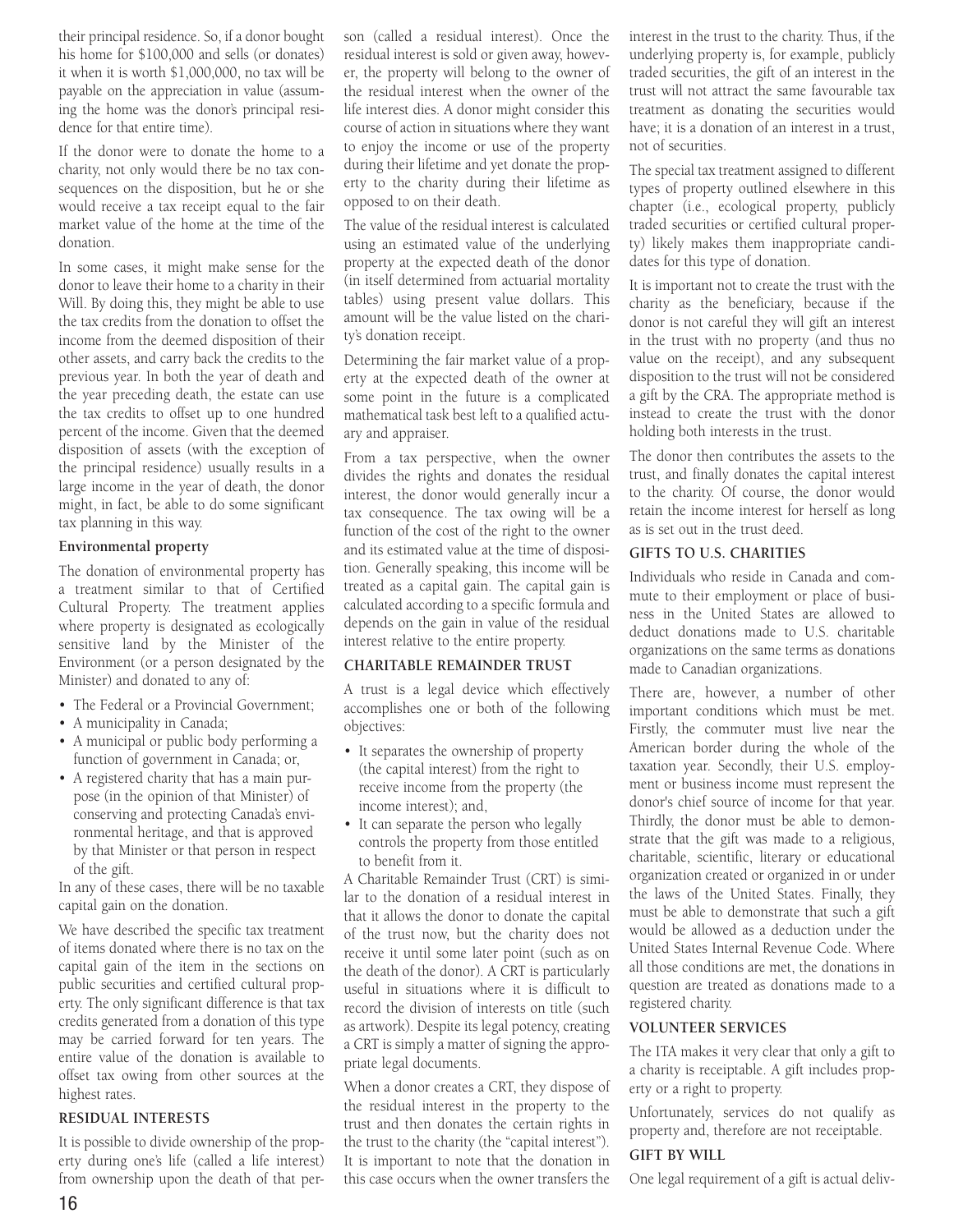their principal residence. So, if a donor bought his home for $100,000 and sells (or donates) it when it is worth $1,000,000, no tax will be payable on the appreciation in value (assuming the home was the donor's principal residence for that entire time).

If the donor were to donate the home to a charity, not only would there be no tax consequences on the disposition, but he or she would receive a tax receipt equal to the fair market value of the home at the time of the donation.

In some cases, it might make sense for the donor to leave their home to a charity in their Will. By doing this, they might be able to use the tax credits from the donation to offset the income from the deemed disposition of their other assets, and carry back the credits to the previous year. In both the year of death and the year preceding death, the estate can use the tax credits to offset up to one hundred percent of the income. Given that the deemed disposition of assets (with the exception of the principal residence) usually results in a large income in the year of death, the donor might, in fact, be able to do some significant tax planning in this way.

**Environmental property**

The donation of environmental property has a treatment similar to that of Certified Cultural Property. The treatment applies where property is designated as ecologically sensitive land by the Minister of the Environment (or a person designated by the Minister) and donated to any of:

- The Federal or a Provincial Government;
- A municipality in Canada;
- A municipal or public body performing a function of government in Canada; or,
- A registered charity that has a main purpose (in the opinion of that Minister) of conserving and protecting Canada's environmental heritage, and that is approved by that Minister or that person in respect of the gift.

In any of these cases, there will be no taxable capital gain on the donation.

We have described the specific tax treatment of items donated where there is no tax on the capital gain of the item in the sections on public securities and certified cultural property. The only significant difference is that tax credits generated from a donation of this type may be carried forward for ten years. The entire value of the donation is available to offset tax owing from other sources at the highest rates.

## RESIDUAL INTERESTS

It is possible to divide ownership of the property during one's life (called a life interest) from ownership upon the death of that person (called a residual interest). Once the residual interest is sold or given away, however, the property will belong to the owner of the residual interest when the owner of the life interest dies. A donor might consider this course of action in situations where they want to enjoy the income or use of the property during their lifetime and yet donate the property to the charity during their lifetime as opposed to on their death.

The value of the residual interest is calculated using an estimated value of the underlying property at the expected death of the donor (in itself determined from actuarial mortality tables) using present value dollars. This amount will be the value listed on the charity's donation receipt.

Determining the fair market value of a property at the expected death of the owner at some point in the future is a complicated mathematical task best left to a qualified actuary and appraiser.

From a tax perspective, when the owner divides the rights and donates the residual interest, the donor would generally incur a tax consequence. The tax owing will be a function of the cost of the right to the owner and its estimated value at the time of disposition. Generally speaking, this income will be treated as a capital gain. The capital gain is calculated according to a specific formula and depends on the gain in value of the residual interest relative to the entire property.

## CHARITABLE REMAINDER TRUST

A trust is a legal device which effectively accomplishes one or both of the following objectives:

- It separates the ownership of property (the capital interest) from the right to receive income from the property (the income interest); and,
- It can separate the person who legally controls the property from those entitled to benefit from it.

A Charitable Remainder Trust (CRT) is similar to the donation of a residual interest in that it allows the donor to donate the capital of the trust now, but the charity does not receive it until some later point (such as on the death of the donor). A CRT is particularly useful in situations where it is difficult to record the division of interests on title (such as artwork). Despite its legal potency, creating a CRT is simply a matter of signing the appropriate legal documents.

When a donor creates a CRT, they dispose of the residual interest in the property to the trust and then donates the certain rights in the trust to the charity (the "capital interest"). It is important to note that the donation in this case occurs when the owner transfers the interest in the trust to the charity. Thus, if the underlying property is, for example, publicly traded securities, the gift of an interest in the trust will not attract the same favourable tax treatment as donating the securities would have; it is a donation of an interest in a trust, not of securities.

The special tax treatment assigned to different types of property outlined elsewhere in this chapter (i.e., ecological property, publicly traded securities or certified cultural property) likely makes them inappropriate candidates for this type of donation.

It is important not to create the trust with the charity as the beneficiary, because if the donor is not careful they will gift an interest in the trust with no property (and thus no value on the receipt), and any subsequent disposition to the trust will not be considered a gift by the CRA. The appropriate method is instead to create the trust with the donor holding both interests in the trust.

The donor then contributes the assets to the trust, and finally donates the capital interest to the charity. Of course, the donor would retain the income interest for herself as long as is set out in the trust deed.

## GIFTS TO U.S. CHARITIES

Individuals who reside in Canada and commute to their employment or place of business in the United States are allowed to deduct donations made to U.S. charitable organizations on the same terms as donations made to Canadian organizations.

There are, however, a number of other important conditions which must be met. Firstly, the commuter must live near the American border during the whole of the taxation year. Secondly, their U.S. employment or business income must represent the donor's chief source of income for that year. Thirdly, the donor must be able to demonstrate that the gift was made to a religious, charitable, scientific, literary or educational organization created or organized in or under the laws of the United States. Finally, they must be able to demonstrate that such a gift would be allowed as a deduction under the United States Internal Revenue Code. Where all those conditions are met, the donations in question are treated as donations made to a registered charity.

## VOLUNTEER SERVICES

The ITA makes it very clear that only a gift to a charity is receiptable. A gift includes property or a right to property.

Unfortunately, services do not qualify as property and, therefore are not receiptable.

## GIFT BY WILL

One legal requirement of a gift is actual deliv-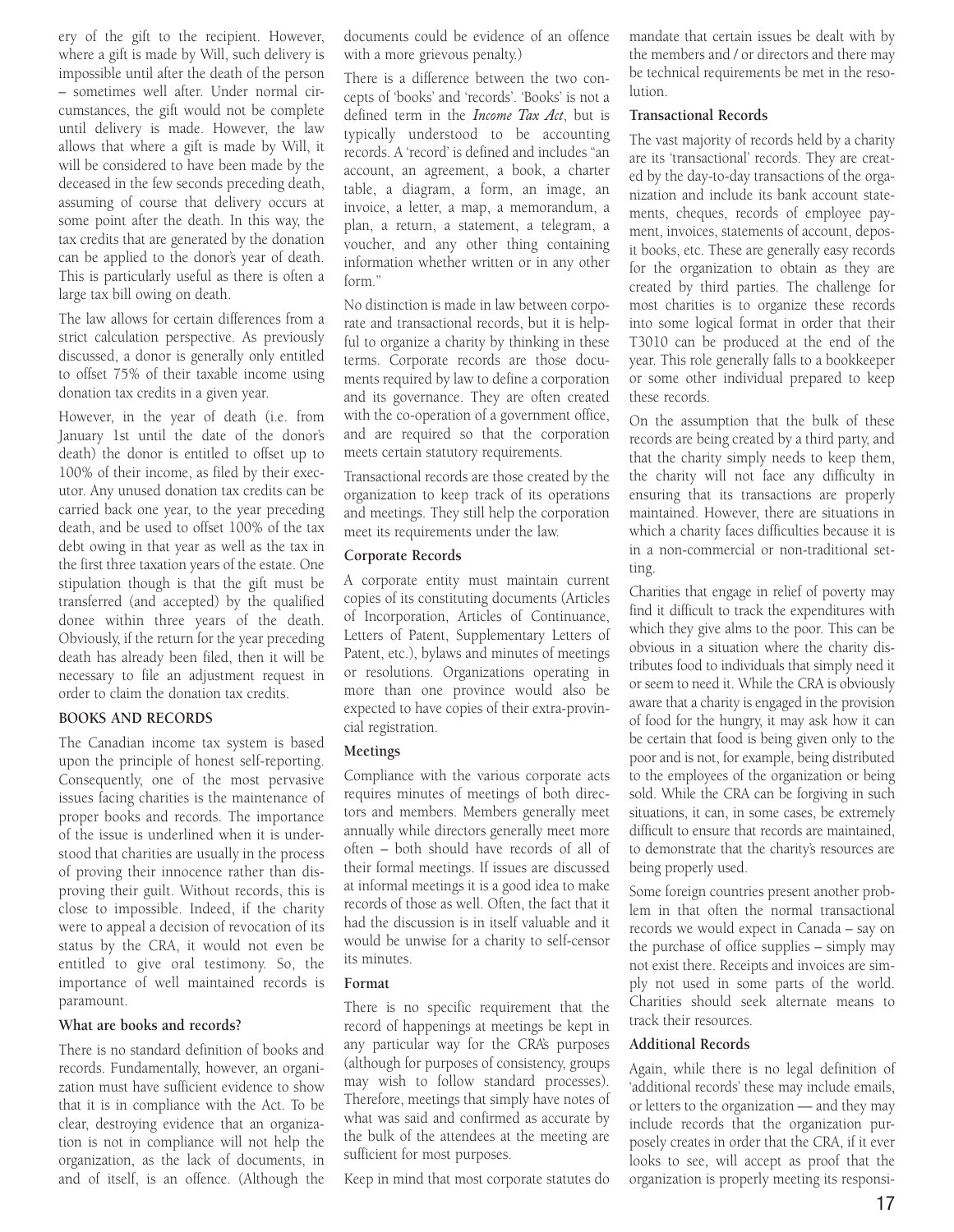ery of the gift to the recipient. However, where a gift is made by Will, such delivery is impossible until after the death of the person – sometimes well after. Under normal circumstances, the gift would not be complete until delivery is made. However, the law allows that where a gift is made by Will, it will be considered to have been made by the deceased in the few seconds preceding death, assuming of course that delivery occurs at some point after the death. In this way, the tax credits that are generated by the donation can be applied to the donor's year of death. This is particularly useful as there is often a large tax bill owing on death.

The law allows for certain differences from a strict calculation perspective. As previously discussed, a donor is generally only entitled to offset 75% of their taxable income using donation tax credits in a given year.

However, in the year of death (i.e. from January 1st until the date of the donor's death) the donor is entitled to offset up to 100% of their income, as filed by their executor. Any unused donation tax credits can be carried back one year, to the year preceding death, and be used to offset 100% of the tax debt owing in that year as well as the tax in the first three taxation years of the estate. One stipulation though is that the gift must be transferred (and accepted) by the qualified donee within three years of the death. Obviously, if the return for the year preceding death has already been filed, then it will be necessary to file an adjustment request in order to claim the donation tax credits.

## BOOKS AND RECORDS

The Canadian income tax system is based upon the principle of honest self-reporting. Consequently, one of the most pervasive issues facing charities is the maintenance of proper books and records. The importance of the issue is underlined when it is understood that charities are usually in the process of proving their innocence rather than disproving their guilt. Without records, this is close to impossible. Indeed, if the charity were to appeal a decision of revocation of its status by the CRA, it would not even be entitled to give oral testimony. So, the importance of well maintained records is paramount.

### What are books and records?

There is no standard definition of books and records. Fundamentally, however, an organization must have sufficient evidence to show that it is in compliance with the Act. To be clear, destroying evidence that an organization is not in compliance will not help the organization, as the lack of documents, in and of itself, is an offence. (Although the documents could be evidence of an offence with a more grievous penalty.)

There is a difference between the two concepts of 'books' and 'records'. 'Books' is not a defined term in the *Income Tax Act*, but is typically understood to be accounting records. A 'record' is defined and includes "an account, an agreement, a book, a charter table, a diagram, a form, an image, an invoice, a letter, a map, a memorandum, a plan, a return, a statement, a telegram, a voucher, and any other thing containing information whether written or in any other form."

No distinction is made in law between corporate and transactional records, but it is helpful to organize a charity by thinking in these terms. Corporate records are those documents required by law to define a corporation and its governance. They are often created with the co-operation of a government office, and are required so that the corporation meets certain statutory requirements.

Transactional records are those created by the organization to keep track of its operations and meetings. They still help the corporation meet its requirements under the law.

### Corporate Records

A corporate entity must maintain current copies of its constituting documents (Articles of Incorporation, Articles of Continuance, Letters of Patent, Supplementary Letters of Patent, etc.), bylaws and minutes of meetings or resolutions. Organizations operating in more than one province would also be expected to have copies of their extra-provincial registration.

### Meetings

Compliance with the various corporate acts requires minutes of meetings of both directors and members. Members generally meet annually while directors generally meet more often – both should have records of all of their formal meetings. If issues are discussed at informal meetings it is a good idea to make records of those as well. Often, the fact that it had the discussion is in itself valuable and it would be unwise for a charity to self-censor its minutes.

### Format

There is no specific requirement that the record of happenings at meetings be kept in any particular way for the CRA's purposes (although for purposes of consistency, groups may wish to follow standard processes). Therefore, meetings that simply have notes of what was said and confirmed as accurate by the bulk of the attendees at the meeting are sufficient for most purposes.

Keep in mind that most corporate statutes do mandate that certain issues be dealt with by the members and / or directors and there may be technical requirements be met in the resolution.

### Transactional Records

The vast majority of records held by a charity are its 'transactional' records. They are created by the day-to-day transactions of the organization and include its bank account statements, cheques, records of employee payment, invoices, statements of account, deposit books, etc. These are generally easy records for the organization to obtain as they are created by third parties. The challenge for most charities is to organize these records into some logical format in order that their T3010 can be produced at the end of the year. This role generally falls to a bookkeeper or some other individual prepared to keep these records.

On the assumption that the bulk of these records are being created by a third party, and that the charity simply needs to keep them, the charity will not face any difficulty in ensuring that its transactions are properly maintained. However, there are situations in which a charity faces difficulties because it is in a non-commercial or non-traditional setting.

Charities that engage in relief of poverty may find it difficult to track the expenditures with which they give alms to the poor. This can be obvious in a situation where the charity distributes food to individuals that simply need it or seem to need it. While the CRA is obviously aware that a charity is engaged in the provision of food for the hungry, it may ask how it can be certain that food is being given only to the poor and is not, for example, being distributed to the employees of the organization or being sold. While the CRA can be forgiving in such situations, it can, in some cases, be extremely difficult to ensure that records are maintained, to demonstrate that the charity's resources are being properly used.

Some foreign countries present another problem in that often the normal transactional records we would expect in Canada – say on the purchase of office supplies – simply may not exist there. Receipts and invoices are simply not used in some parts of the world. Charities should seek alternate means to track their resources.

### Additional Records

Again, while there is no legal definition of 'additional records' these may include emails, or letters to the organization — and they may include records that the organization purposely creates in order that the CRA, if it ever looks to see, will accept as proof that the organization is properly meeting its responsi-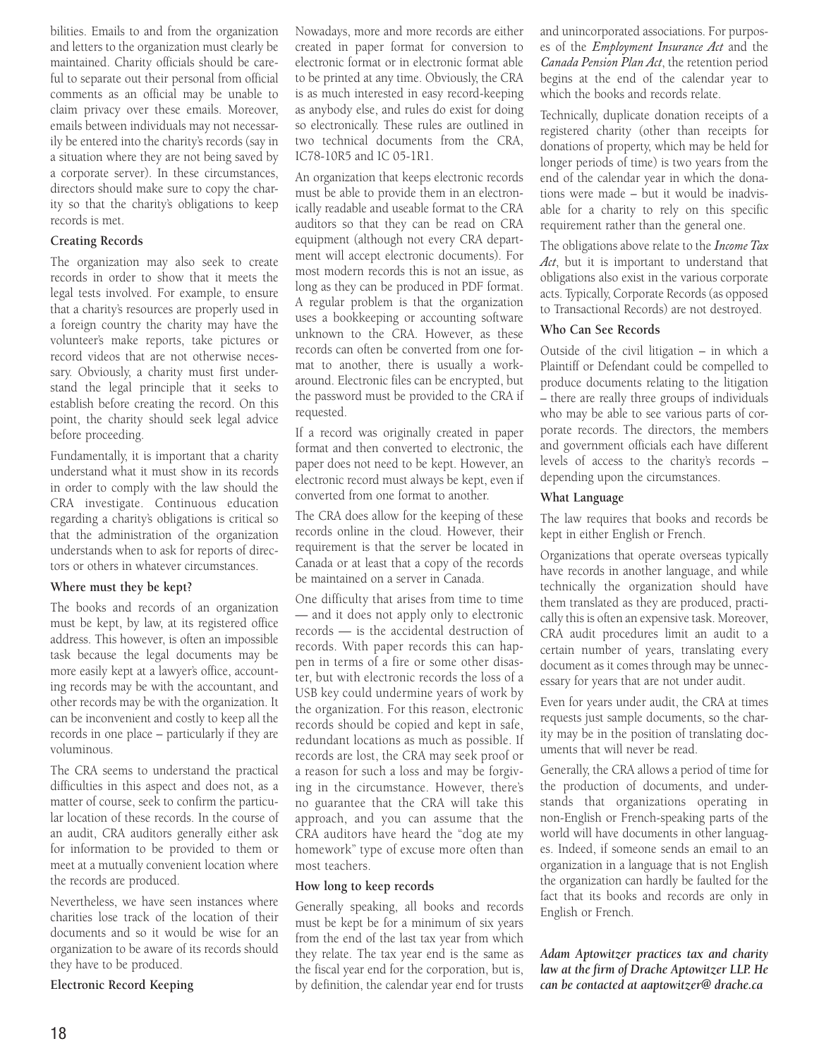bilities. Emails to and from the organization and letters to the organization must clearly be maintained. Charity officials should be careful to separate out their personal from official comments as an official may be unable to claim privacy over these emails. Moreover, emails between individuals may not necessarily be entered into the charity's records (say in a situation where they are not being saved by a corporate server). In these circumstances, directors should make sure to copy the charity so that the charity's obligations to keep records is met.

**Creating Records**

The organization may also seek to create records in order to show that it meets the legal tests involved. For example, to ensure that a charity's resources are properly used in a foreign country the charity may have the volunteer's make reports, take pictures or record videos that are not otherwise necessary. Obviously, a charity must first understand the legal principle that it seeks to establish before creating the record. On this point, the charity should seek legal advice before proceeding.

Fundamentally, it is important that a charity understand what it must show in its records in order to comply with the law should the CRA investigate. Continuous education regarding a charity's obligations is critical so that the administration of the organization understands when to ask for reports of directors or others in whatever circumstances.

**Where must they be kept?**

The books and records of an organization must be kept, by law, at its registered office address. This however, is often an impossible task because the legal documents may be more easily kept at a lawyer's office, accounting records may be with the accountant, and other records may be with the organization. It can be inconvenient and costly to keep all the records in one place – particularly if they are voluminous.

The CRA seems to understand the practical difficulties in this aspect and does not, as a matter of course, seek to confirm the particular location of these records. In the course of an audit, CRA auditors generally either ask for information to be provided to them or meet at a mutually convenient location where the records are produced.

Nevertheless, we have seen instances where charities lose track of the location of their documents and so it would be wise for an organization to be aware of its records should they have to be produced.

**Electronic Record Keeping**

Nowadays, more and more records are either created in paper format for conversion to electronic format or in electronic format able to be printed at any time. Obviously, the CRA is as much interested in easy record-keeping as anybody else, and rules do exist for doing so electronically. These rules are outlined in two technical documents from the CRA, IC78-10R5 and IC 05-1R1.

An organization that keeps electronic records must be able to provide them in an electronically readable and useable format to the CRA auditors so that they can be read on CRA equipment (although not every CRA department will accept electronic documents). For most modern records this is not an issue, as long as they can be produced in PDF format. A regular problem is that the organization uses a bookkeeping or accounting software unknown to the CRA. However, as these records can often be converted from one format to another, there is usually a workaround. Electronic files can be encrypted, but the password must be provided to the CRA if requested.

If a record was originally created in paper format and then converted to electronic, the paper does not need to be kept. However, an electronic record must always be kept, even if converted from one format to another.

The CRA does allow for the keeping of these records online in the cloud. However, their requirement is that the server be located in Canada or at least that a copy of the records be maintained on a server in Canada.

One difficulty that arises from time to time — and it does not apply only to electronic records — is the accidental destruction of records. With paper records this can happen in terms of a fire or some other disaster, but with electronic records the loss of a USB key could undermine years of work by the organization. For this reason, electronic records should be copied and kept in safe, redundant locations as much as possible. If records are lost, the CRA may seek proof or a reason for such a loss and may be forgiving in the circumstance. However, there's no guarantee that the CRA will take this approach, and you can assume that the CRA auditors have heard the "dog ate my homework" type of excuse more often than most teachers.

**How long to keep records**

Generally speaking, all books and records must be kept be for a minimum of six years from the end of the last tax year from which they relate. The tax year end is the same as the fiscal year end for the corporation, but is, by definition, the calendar year end for trusts and unincorporated associations. For purposes of the *Employment Insurance Act* and the *Canada Pension Plan Act*, the retention period begins at the end of the calendar year to which the books and records relate.

Technically, duplicate donation receipts of a registered charity (other than receipts for donations of property, which may be held for longer periods of time) is two years from the end of the calendar year in which the donations were made – but it would be inadvisable for a charity to rely on this specific requirement rather than the general one.

The obligations above relate to the *Income Tax Act*, but it is important to understand that obligations also exist in the various corporate acts. Typically, Corporate Records (as opposed to Transactional Records) are not destroyed.

**Who Can See Records**

Outside of the civil litigation – in which a Plaintiff or Defendant could be compelled to produce documents relating to the litigation – there are really three groups of individuals who may be able to see various parts of corporate records. The directors, the members and government officials each have different levels of access to the charity's records – depending upon the circumstances.

**What Language**

The law requires that books and records be kept in either English or French.

Organizations that operate overseas typically have records in another language, and while technically the organization should have them translated as they are produced, practically this is often an expensive task. Moreover, CRA audit procedures limit an audit to a certain number of years, translating every document as it comes through may be unnecessary for years that are not under audit.

Even for years under audit, the CRA at times requests just sample documents, so the charity may be in the position of translating documents that will never be read.

Generally, the CRA allows a period of time for the production of documents, and understands that organizations operating in non-English or French-speaking parts of the world will have documents in other languages. Indeed, if someone sends an email to an organization in a language that is not English the organization can hardly be faulted for the fact that its books and records are only in English or French.

***Adam Aptowitzer practices tax and charity law at the firm of Drache Aptowitzer LLP. He can be contacted at aaptowitzer@ drache.ca***